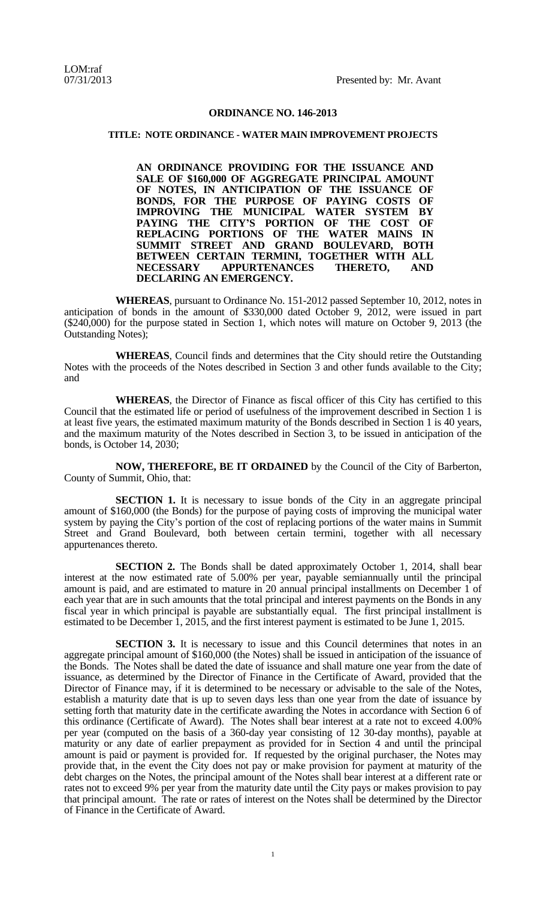LOM:raf
07/31/2013

Presented by: Mr. Avant

# ORDINANCE NO. 146-2013

## TITLE: NOTE ORDINANCE - WATER MAIN IMPROVEMENT PROJECTS

**AN ORDINANCE PROVIDING FOR THE ISSUANCE AND SALE OF $160,000 OF AGGREGATE PRINCIPAL AMOUNT OF NOTES, IN ANTICIPATION OF THE ISSUANCE OF BONDS, FOR THE PURPOSE OF PAYING COSTS OF IMPROVING THE MUNICIPAL WATER SYSTEM BY PAYING THE CITY'S PORTION OF THE COST OF REPLACING PORTIONS OF THE WATER MAINS IN SUMMIT STREET AND GRAND BOULEVARD, BOTH BETWEEN CERTAIN TERMINI, TOGETHER WITH ALL NECESSARY APPURTENANCES THERETO, AND DECLARING AN EMERGENCY.**

**WHEREAS**, pursuant to Ordinance No. 151-2012 passed September 10, 2012, notes in anticipation of bonds in the amount of $330,000 dated October 9, 2012, were issued in part ($240,000) for the purpose stated in Section 1, which notes will mature on October 9, 2013 (the Outstanding Notes);

**WHEREAS**, Council finds and determines that the City should retire the Outstanding Notes with the proceeds of the Notes described in Section 3 and other funds available to the City; and

**WHEREAS**, the Director of Finance as fiscal officer of this City has certified to this Council that the estimated life or period of usefulness of the improvement described in Section 1 is at least five years, the estimated maximum maturity of the Bonds described in Section 1 is 40 years, and the maximum maturity of the Notes described in Section 3, to be issued in anticipation of the bonds, is October 14, 2030;

**NOW, THEREFORE, BE IT ORDAINED** by the Council of the City of Barberton, County of Summit, Ohio, that:

**SECTION 1.** It is necessary to issue bonds of the City in an aggregate principal amount of $160,000 (the Bonds) for the purpose of paying costs of improving the municipal water system by paying the City's portion of the cost of replacing portions of the water mains in Summit Street and Grand Boulevard, both between certain termini, together with all necessary appurtenances thereto.

**SECTION 2.** The Bonds shall be dated approximately October 1, 2014, shall bear interest at the now estimated rate of 5.00% per year, payable semiannually until the principal amount is paid, and are estimated to mature in 20 annual principal installments on December 1 of each year that are in such amounts that the total principal and interest payments on the Bonds in any fiscal year in which principal is payable are substantially equal. The first principal installment is estimated to be December 1, 2015, and the first interest payment is estimated to be June 1, 2015.

**SECTION 3.** It is necessary to issue and this Council determines that notes in an aggregate principal amount of $160,000 (the Notes) shall be issued in anticipation of the issuance of the Bonds. The Notes shall be dated the date of issuance and shall mature one year from the date of issuance, as determined by the Director of Finance in the Certificate of Award, provided that the Director of Finance may, if it is determined to be necessary or advisable to the sale of the Notes, establish a maturity date that is up to seven days less than one year from the date of issuance by setting forth that maturity date in the certificate awarding the Notes in accordance with Section 6 of this ordinance (Certificate of Award). The Notes shall bear interest at a rate not to exceed 4.00% per year (computed on the basis of a 360-day year consisting of 12 30-day months), payable at maturity or any date of earlier prepayment as provided for in Section 4 and until the principal amount is paid or payment is provided for. If requested by the original purchaser, the Notes may provide that, in the event the City does not pay or make provision for payment at maturity of the debt charges on the Notes, the principal amount of the Notes shall bear interest at a different rate or rates not to exceed 9% per year from the maturity date until the City pays or makes provision to pay that principal amount. The rate or rates of interest on the Notes shall be determined by the Director of Finance in the Certificate of Award.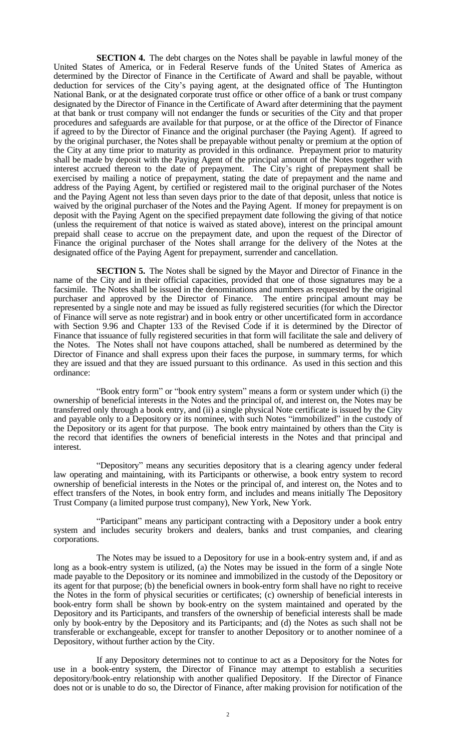**SECTION 4.** The debt charges on the Notes shall be payable in lawful money of the United States of America, or in Federal Reserve funds of the United States of America as determined by the Director of Finance in the Certificate of Award and shall be payable, without deduction for services of the City's paying agent, at the designated office of The Huntington National Bank, or at the designated corporate trust office or other office of a bank or trust company designated by the Director of Finance in the Certificate of Award after determining that the payment at that bank or trust company will not endanger the funds or securities of the City and that proper procedures and safeguards are available for that purpose, or at the office of the Director of Finance if agreed to by the Director of Finance and the original purchaser (the Paying Agent). If agreed to by the original purchaser, the Notes shall be prepayable without penalty or premium at the option of the City at any time prior to maturity as provided in this ordinance. Prepayment prior to maturity shall be made by deposit with the Paying Agent of the principal amount of the Notes together with interest accrued thereon to the date of prepayment. The City's right of prepayment shall be exercised by mailing a notice of prepayment, stating the date of prepayment and the name and address of the Paying Agent, by certified or registered mail to the original purchaser of the Notes and the Paying Agent not less than seven days prior to the date of that deposit, unless that notice is waived by the original purchaser of the Notes and the Paying Agent. If money for prepayment is on deposit with the Paying Agent on the specified prepayment date following the giving of that notice (unless the requirement of that notice is waived as stated above), interest on the principal amount prepaid shall cease to accrue on the prepayment date, and upon the request of the Director of Finance the original purchaser of the Notes shall arrange for the delivery of the Notes at the designated office of the Paying Agent for prepayment, surrender and cancellation.

**SECTION 5.** The Notes shall be signed by the Mayor and Director of Finance in the name of the City and in their official capacities, provided that one of those signatures may be a facsimile. The Notes shall be issued in the denominations and numbers as requested by the original purchaser and approved by the Director of Finance. The entire principal amount may be represented by a single note and may be issued as fully registered securities (for which the Director of Finance will serve as note registrar) and in book entry or other uncertificated form in accordance with Section 9.96 and Chapter 133 of the Revised Code if it is determined by the Director of Finance that issuance of fully registered securities in that form will facilitate the sale and delivery of the Notes. The Notes shall not have coupons attached, shall be numbered as determined by the Director of Finance and shall express upon their faces the purpose, in summary terms, for which they are issued and that they are issued pursuant to this ordinance. As used in this section and this ordinance:

"Book entry form" or "book entry system" means a form or system under which (i) the ownership of beneficial interests in the Notes and the principal of, and interest on, the Notes may be transferred only through a book entry, and (ii) a single physical Note certificate is issued by the City and payable only to a Depository or its nominee, with such Notes "immobilized" in the custody of the Depository or its agent for that purpose. The book entry maintained by others than the City is the record that identifies the owners of beneficial interests in the Notes and that principal and interest.

"Depository" means any securities depository that is a clearing agency under federal law operating and maintaining, with its Participants or otherwise, a book entry system to record ownership of beneficial interests in the Notes or the principal of, and interest on, the Notes and to effect transfers of the Notes, in book entry form, and includes and means initially The Depository Trust Company (a limited purpose trust company), New York, New York.

"Participant" means any participant contracting with a Depository under a book entry system and includes security brokers and dealers, banks and trust companies, and clearing corporations.

The Notes may be issued to a Depository for use in a book-entry system and, if and as long as a book-entry system is utilized, (a) the Notes may be issued in the form of a single Note made payable to the Depository or its nominee and immobilized in the custody of the Depository or its agent for that purpose; (b) the beneficial owners in book-entry form shall have no right to receive the Notes in the form of physical securities or certificates; (c) ownership of beneficial interests in book-entry form shall be shown by book-entry on the system maintained and operated by the Depository and its Participants, and transfers of the ownership of beneficial interests shall be made only by book-entry by the Depository and its Participants; and (d) the Notes as such shall not be transferable or exchangeable, except for transfer to another Depository or to another nominee of a Depository, without further action by the City.

If any Depository determines not to continue to act as a Depository for the Notes for use in a book-entry system, the Director of Finance may attempt to establish a securities depository/book-entry relationship with another qualified Depository. If the Director of Finance does not or is unable to do so, the Director of Finance, after making provision for notification of the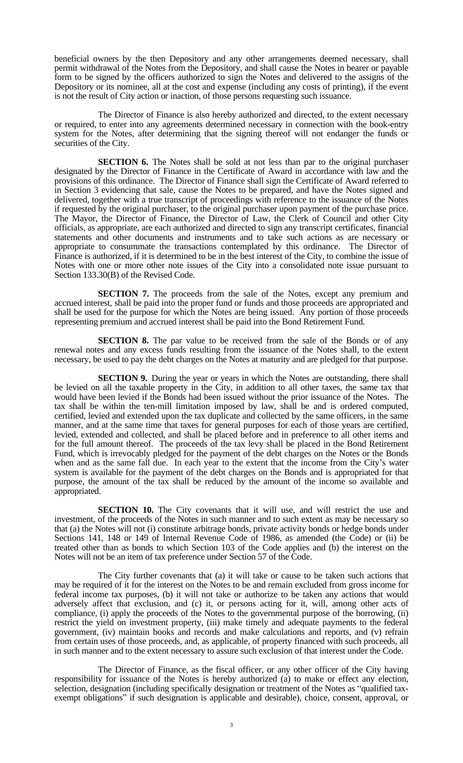beneficial owners by the then Depository and any other arrangements deemed necessary, shall permit withdrawal of the Notes from the Depository, and shall cause the Notes in bearer or payable form to be signed by the officers authorized to sign the Notes and delivered to the assigns of the Depository or its nominee, all at the cost and expense (including any costs of printing), if the event is not the result of City action or inaction, of those persons requesting such issuance.

The Director of Finance is also hereby authorized and directed, to the extent necessary or required, to enter into any agreements determined necessary in connection with the book-entry system for the Notes, after determining that the signing thereof will not endanger the funds or securities of the City.

**SECTION 6.** The Notes shall be sold at not less than par to the original purchaser designated by the Director of Finance in the Certificate of Award in accordance with law and the provisions of this ordinance. The Director of Finance shall sign the Certificate of Award referred to in Section 3 evidencing that sale, cause the Notes to be prepared, and have the Notes signed and delivered, together with a true transcript of proceedings with reference to the issuance of the Notes if requested by the original purchaser, to the original purchaser upon payment of the purchase price. The Mayor, the Director of Finance, the Director of Law, the Clerk of Council and other City officials, as appropriate, are each authorized and directed to sign any transcript certificates, financial statements and other documents and instruments and to take such actions as are necessary or appropriate to consummate the transactions contemplated by this ordinance. The Director of Finance is authorized, if it is determined to be in the best interest of the City, to combine the issue of Notes with one or more other note issues of the City into a consolidated note issue pursuant to Section 133.30(B) of the Revised Code.

**SECTION 7.** The proceeds from the sale of the Notes, except any premium and accrued interest, shall be paid into the proper fund or funds and those proceeds are appropriated and shall be used for the purpose for which the Notes are being issued. Any portion of those proceeds representing premium and accrued interest shall be paid into the Bond Retirement Fund.

**SECTION 8.** The par value to be received from the sale of the Bonds or of any renewal notes and any excess funds resulting from the issuance of the Notes shall, to the extent necessary, be used to pay the debt charges on the Notes at maturity and are pledged for that purpose.

**SECTION 9.** During the year or years in which the Notes are outstanding, there shall be levied on all the taxable property in the City, in addition to all other taxes, the same tax that would have been levied if the Bonds had been issued without the prior issuance of the Notes. The tax shall be within the ten-mill limitation imposed by law, shall be and is ordered computed, certified, levied and extended upon the tax duplicate and collected by the same officers, in the same manner, and at the same time that taxes for general purposes for each of those years are certified, levied, extended and collected, and shall be placed before and in preference to all other items and for the full amount thereof. The proceeds of the tax levy shall be placed in the Bond Retirement Fund, which is irrevocably pledged for the payment of the debt charges on the Notes or the Bonds when and as the same fall due. In each year to the extent that the income from the City's water system is available for the payment of the debt charges on the Bonds and is appropriated for that purpose, the amount of the tax shall be reduced by the amount of the income so available and appropriated.

**SECTION 10.** The City covenants that it will use, and will restrict the use and investment, of the proceeds of the Notes in such manner and to such extent as may be necessary so that (a) the Notes will not (i) constitute arbitrage bonds, private activity bonds or hedge bonds under Sections 141, 148 or 149 of Internal Revenue Code of 1986, as amended (the Code) or (ii) be treated other than as bonds to which Section 103 of the Code applies and (b) the interest on the Notes will not be an item of tax preference under Section 57 of the Code.

The City further covenants that (a) it will take or cause to be taken such actions that may be required of it for the interest on the Notes to be and remain excluded from gross income for federal income tax purposes, (b) it will not take or authorize to be taken any actions that would adversely affect that exclusion, and (c) it, or persons acting for it, will, among other acts of compliance, (i) apply the proceeds of the Notes to the governmental purpose of the borrowing, (ii) restrict the yield on investment property, (iii) make timely and adequate payments to the federal government, (iv) maintain books and records and make calculations and reports, and (v) refrain from certain uses of those proceeds, and, as applicable, of property financed with such proceeds, all in such manner and to the extent necessary to assure such exclusion of that interest under the Code.

The Director of Finance, as the fiscal officer, or any other officer of the City having responsibility for issuance of the Notes is hereby authorized (a) to make or effect any election, selection, designation (including specifically designation or treatment of the Notes as "qualified tax-exempt obligations" if such designation is applicable and desirable), choice, consent, approval, or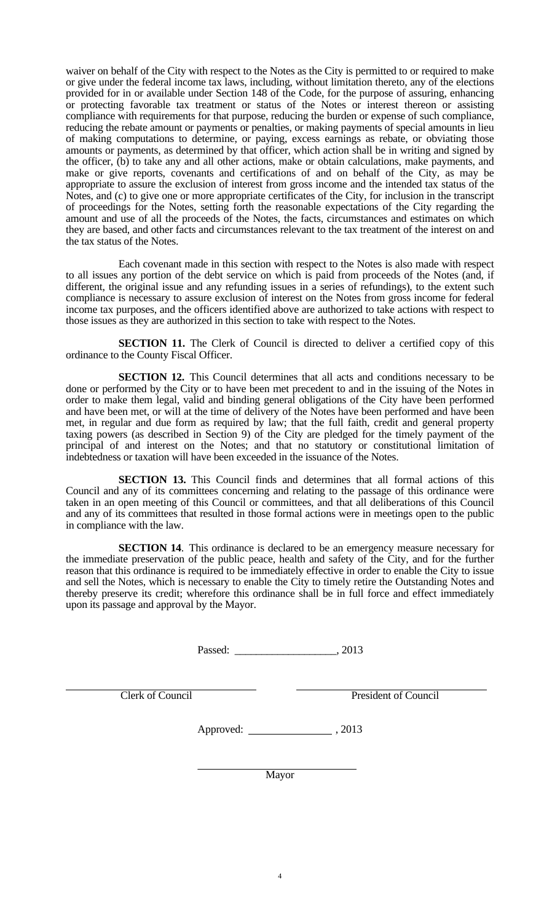waiver on behalf of the City with respect to the Notes as the City is permitted to or required to make or give under the federal income tax laws, including, without limitation thereto, any of the elections provided for in or available under Section 148 of the Code, for the purpose of assuring, enhancing or protecting favorable tax treatment or status of the Notes or interest thereon or assisting compliance with requirements for that purpose, reducing the burden or expense of such compliance, reducing the rebate amount or payments or penalties, or making payments of special amounts in lieu of making computations to determine, or paying, excess earnings as rebate, or obviating those amounts or payments, as determined by that officer, which action shall be in writing and signed by the officer, (b) to take any and all other actions, make or obtain calculations, make payments, and make or give reports, covenants and certifications of and on behalf of the City, as may be appropriate to assure the exclusion of interest from gross income and the intended tax status of the Notes, and (c) to give one or more appropriate certificates of the City, for inclusion in the transcript of proceedings for the Notes, setting forth the reasonable expectations of the City regarding the amount and use of all the proceeds of the Notes, the facts, circumstances and estimates on which they are based, and other facts and circumstances relevant to the tax treatment of the interest on and the tax status of the Notes.

Each covenant made in this section with respect to the Notes is also made with respect to all issues any portion of the debt service on which is paid from proceeds of the Notes (and, if different, the original issue and any refunding issues in a series of refundings), to the extent such compliance is necessary to assure exclusion of interest on the Notes from gross income for federal income tax purposes, and the officers identified above are authorized to take actions with respect to those issues as they are authorized in this section to take with respect to the Notes.

**SECTION 11.** The Clerk of Council is directed to deliver a certified copy of this ordinance to the County Fiscal Officer.

**SECTION 12.** This Council determines that all acts and conditions necessary to be done or performed by the City or to have been met precedent to and in the issuing of the Notes in order to make them legal, valid and binding general obligations of the City have been performed and have been met, or will at the time of delivery of the Notes have been performed and have been met, in regular and due form as required by law; that the full faith, credit and general property taxing powers (as described in Section 9) of the City are pledged for the timely payment of the principal of and interest on the Notes; and that no statutory or constitutional limitation of indebtedness or taxation will have been exceeded in the issuance of the Notes.

**SECTION 13.** This Council finds and determines that all formal actions of this Council and any of its committees concerning and relating to the passage of this ordinance were taken in an open meeting of this Council or committees, and that all deliberations of this Council and any of its committees that resulted in those formal actions were in meetings open to the public in compliance with the law.

**SECTION 14**. This ordinance is declared to be an emergency measure necessary for the immediate preservation of the public peace, health and safety of the City, and for the further reason that this ordinance is required to be immediately effective in order to enable the City to issue and sell the Notes, which is necessary to enable the City to timely retire the Outstanding Notes and thereby preserve its credit; wherefore this ordinance shall be in full force and effect immediately upon its passage and approval by the Mayor.

Passed: \_\_\_\_\_\_\_\_\_\_\_\_\_\_\_\_\_\_\_, 2013

\_\_\_\_\_\_\_\_\_\_\_\_\_\_\_\_\_\_\_\_\_\_\_\_\_\_\_\_\_\_
Clerk of Council

\_\_\_\_\_\_\_\_\_\_\_\_\_\_\_\_\_\_\_\_\_\_\_\_\_\_\_\_\_\_
President of Council

Approved: \_\_\_\_\_\_\_\_\_\_\_\_\_\_\_\_\_ , 2013

\_\_\_\_\_\_\_\_\_\_\_\_\_\_\_\_\_\_\_\_\_\_\_\_\_\_\_\_\_\_
Mayor